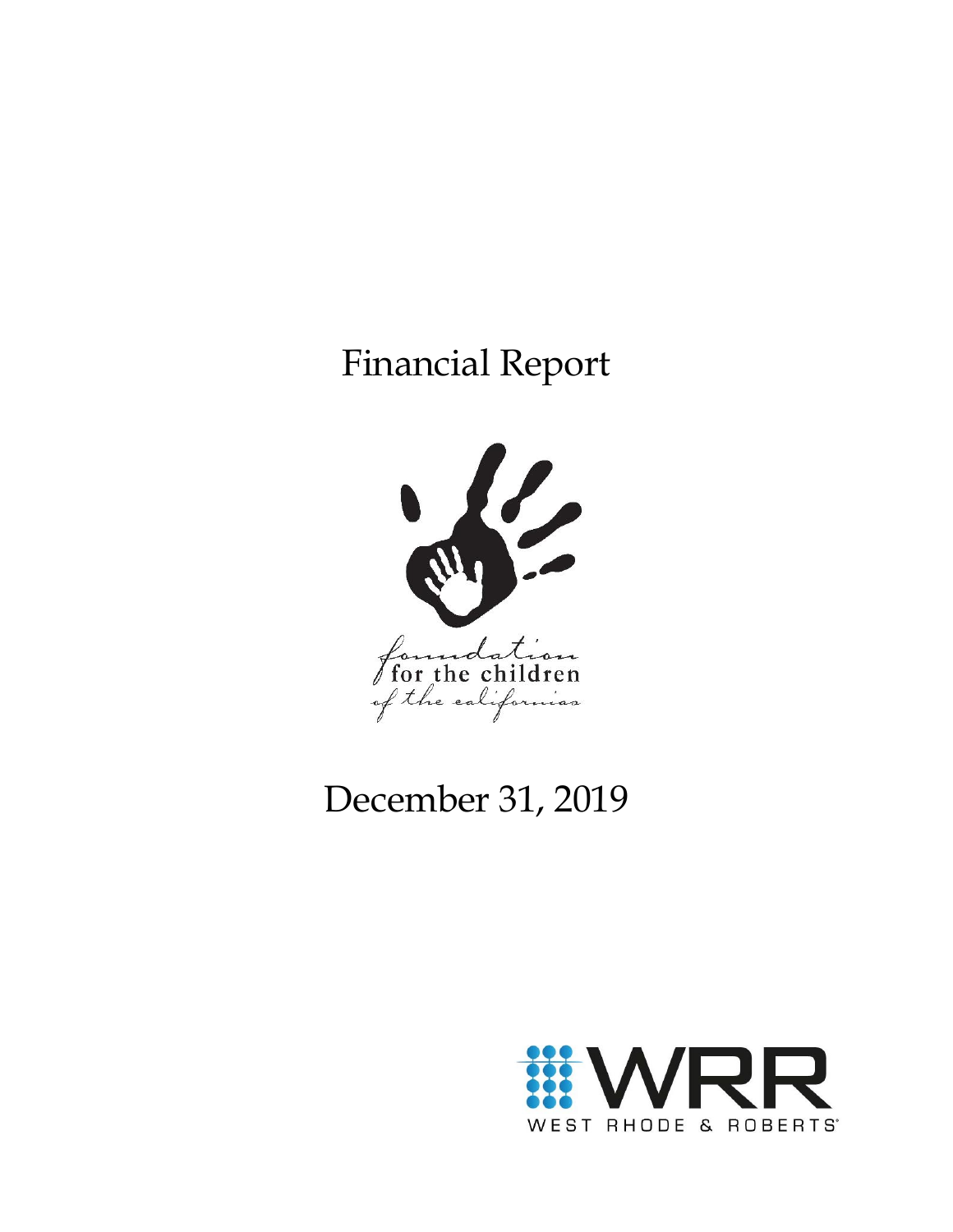# Financial Report

foundation for the children of the californias

# December 31, 2019

WRR

WEST RHODE & ROBERTS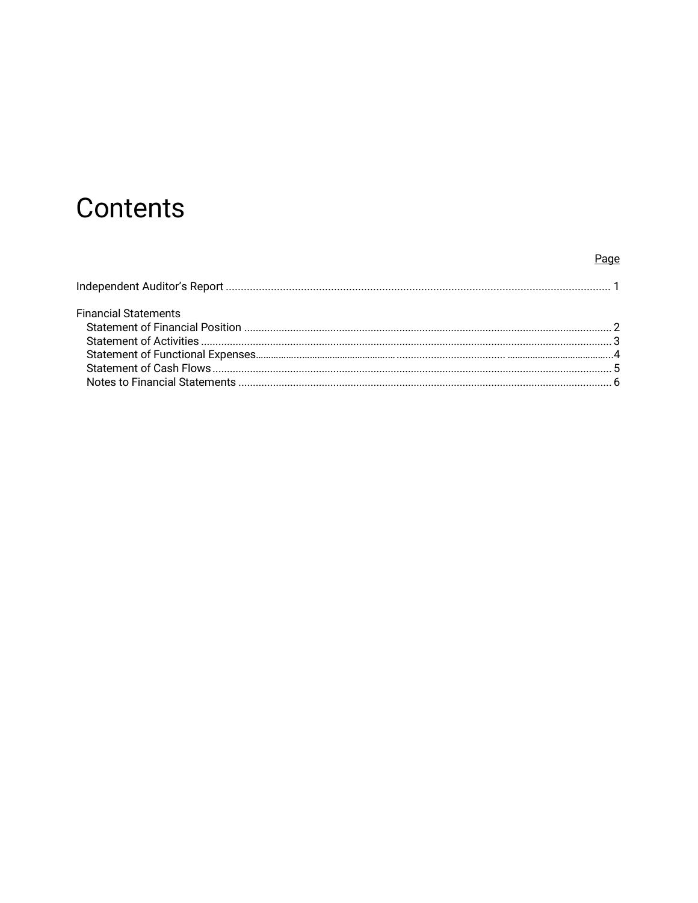# Contents

| | Page |
|---|---|
| Independent Auditor's Report | 1 |
| Financial Statements | |
| Statement of Financial Position | 2 |
| Statement of Activities | 3 |
| Statement of Functional Expenses | 4 |
| Statement of Cash Flows | 5 |
| Notes to Financial Statements | 6 |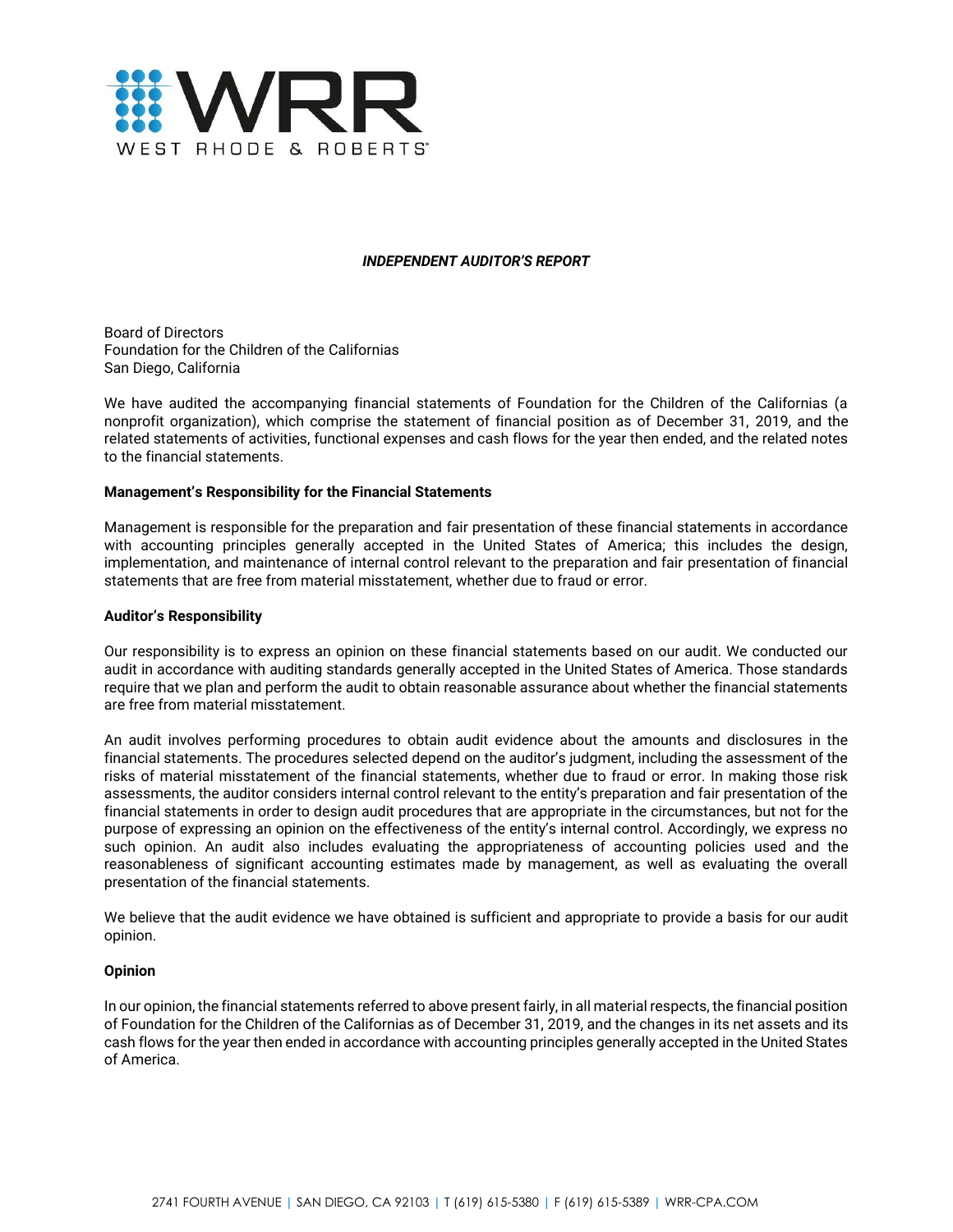WEST RHODE & ROBERTS

***INDEPENDENT AUDITOR'S REPORT***

Board of Directors
Foundation for the Children of the Californias
San Diego, California

We have audited the accompanying financial statements of Foundation for the Children of the Californias (a nonprofit organization), which comprise the statement of financial position as of December 31, 2019, and the related statements of activities, functional expenses and cash flows for the year then ended, and the related notes to the financial statements.

**Management's Responsibility for the Financial Statements**

Management is responsible for the preparation and fair presentation of these financial statements in accordance with accounting principles generally accepted in the United States of America; this includes the design, implementation, and maintenance of internal control relevant to the preparation and fair presentation of financial statements that are free from material misstatement, whether due to fraud or error.

**Auditor's Responsibility**

Our responsibility is to express an opinion on these financial statements based on our audit. We conducted our audit in accordance with auditing standards generally accepted in the United States of America. Those standards require that we plan and perform the audit to obtain reasonable assurance about whether the financial statements are free from material misstatement.

An audit involves performing procedures to obtain audit evidence about the amounts and disclosures in the financial statements. The procedures selected depend on the auditor's judgment, including the assessment of the risks of material misstatement of the financial statements, whether due to fraud or error. In making those risk assessments, the auditor considers internal control relevant to the entity's preparation and fair presentation of the financial statements in order to design audit procedures that are appropriate in the circumstances, but not for the purpose of expressing an opinion on the effectiveness of the entity's internal control. Accordingly, we express no such opinion. An audit also includes evaluating the appropriateness of accounting policies used and the reasonableness of significant accounting estimates made by management, as well as evaluating the overall presentation of the financial statements.

We believe that the audit evidence we have obtained is sufficient and appropriate to provide a basis for our audit opinion.

**Opinion**

In our opinion, the financial statements referred to above present fairly, in all material respects, the financial position of Foundation for the Children of the Californias as of December 31, 2019, and the changes in its net assets and its cash flows for the year then ended in accordance with accounting principles generally accepted in the United States of America.

2741 FOURTH AVENUE | SAN DIEGO, CA 92103 | T (619) 615-5380 | F (619) 615-5389 | WRR-CPA.COM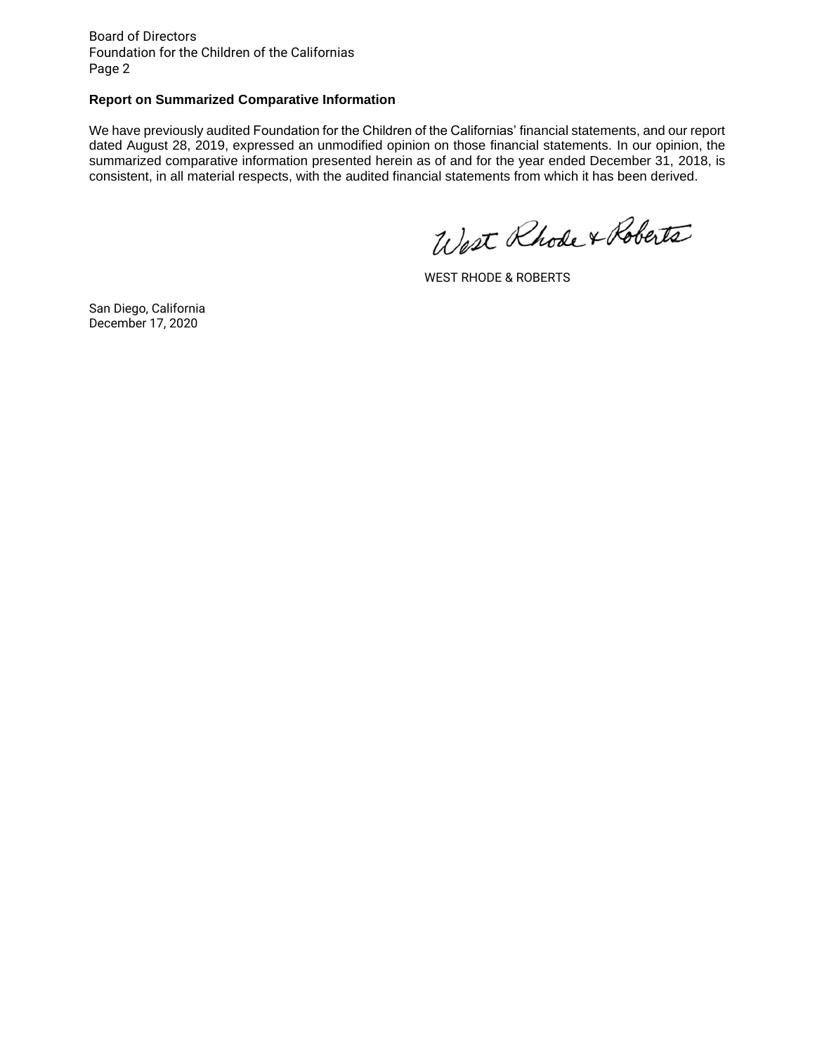Board of Directors
Foundation for the Children of the Californias
Page 2

**Report on Summarized Comparative Information**

We have previously audited Foundation for the Children of the Californias' financial statements, and our report dated August 28, 2019, expressed an unmodified opinion on those financial statements. In our opinion, the summarized comparative information presented herein as of and for the year ended December 31, 2018, is consistent, in all material respects, with the audited financial statements from which it has been derived.

West Rhode & Roberts

WEST RHODE & ROBERTS

San Diego, California
December 17, 2020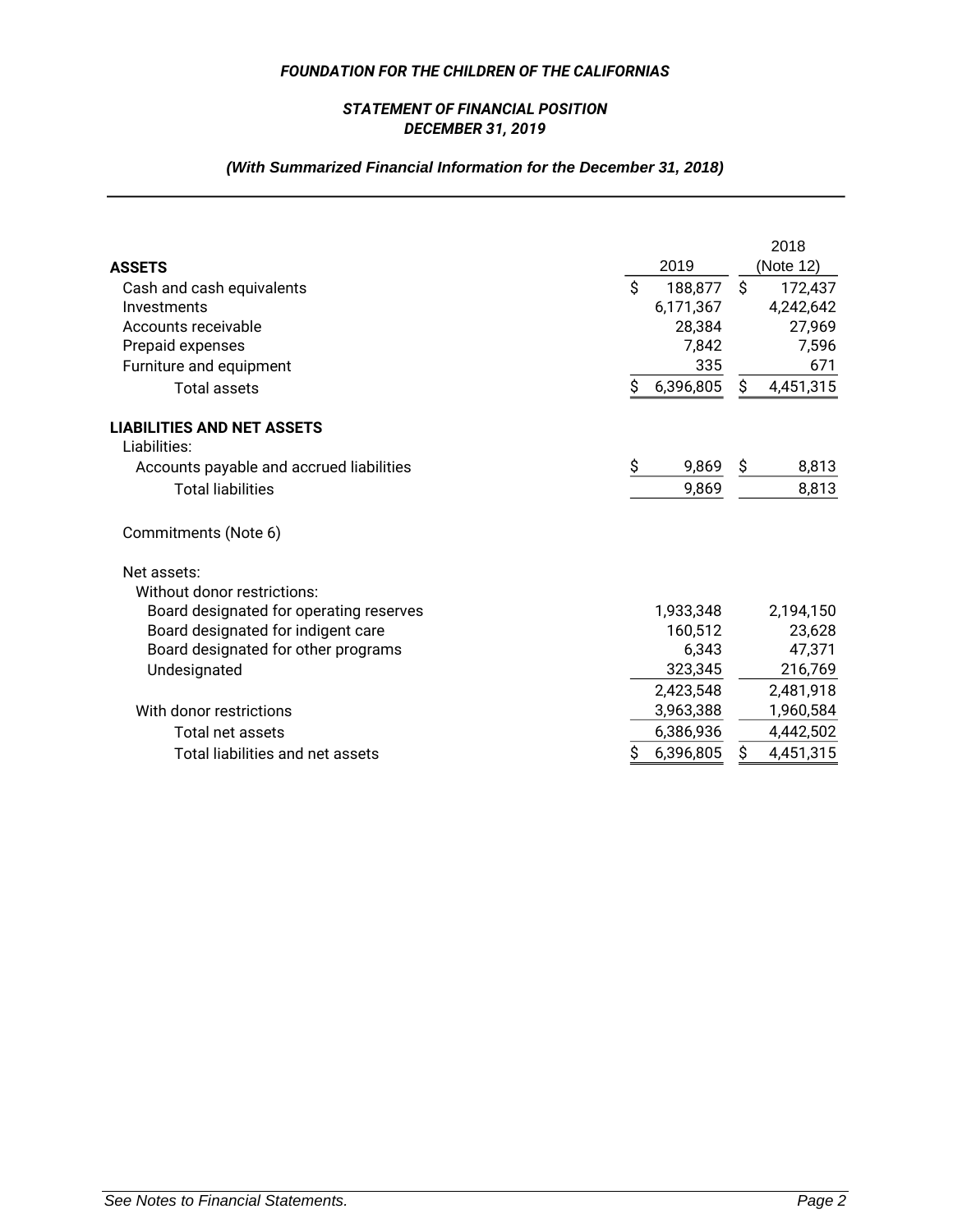***FOUNDATION FOR THE CHILDREN OF THE CALIFORNIAS***

***STATEMENT OF FINANCIAL POSITION***
***DECEMBER 31, 2019***

***(With Summarized Financial Information for the December 31, 2018)***

| | 2019 | 2018 (Note 12) |
|---|---|---|
| **ASSETS** | | |
| Cash and cash equivalents | $ 188,877 | $ 172,437 |
| Investments | 6,171,367 | 4,242,642 |
| Accounts receivable | 28,384 | 27,969 |
| Prepaid expenses | 7,842 | 7,596 |
| Furniture and equipment | 335 | 671 |
| Total assets | $ 6,396,805 | $ 4,451,315 |
| **LIABILITIES AND NET ASSETS** | | |
| Liabilities: | | |
| Accounts payable and accrued liabilities | $ 9,869 | $ 8,813 |
| Total liabilities | 9,869 | 8,813 |
| Commitments (Note 6) | | |
| Net assets: | | |
| Without donor restrictions: | | |
| Board designated for operating reserves | 1,933,348 | 2,194,150 |
| Board designated for indigent care | 160,512 | 23,628 |
| Board designated for other programs | 6,343 | 47,371 |
| Undesignated | 323,345 | 216,769 |
| | 2,423,548 | 2,481,918 |
| With donor restrictions | 3,963,388 | 1,960,584 |
| Total net assets | 6,386,936 | 4,442,502 |
| Total liabilities and net assets | $ 6,396,805 | $ 4,451,315 |

*See Notes to Financial Statements.*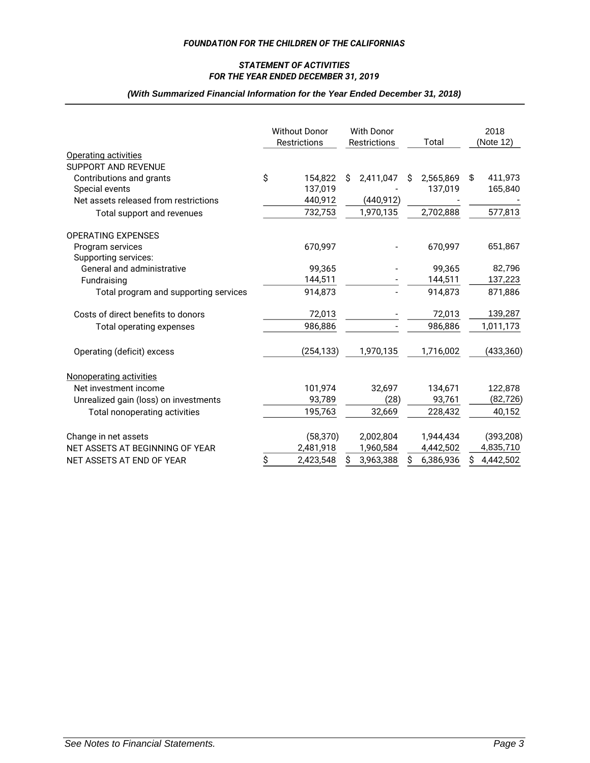***FOUNDATION FOR THE CHILDREN OF THE CALIFORNIAS***

***STATEMENT OF ACTIVITIES***
***FOR THE YEAR ENDED DECEMBER 31, 2019***

***(With Summarized Financial Information for the Year Ended December 31, 2018)***

| | Without Donor Restrictions | With Donor Restrictions | Total | 2018 (Note 12) |
|---|---|---|---|---|
| Operating activities | | | | |
| SUPPORT AND REVENUE | | | | |
| Contributions and grants | $ 154,822 | $ 2,411,047 | $ 2,565,869 | $ 411,973 |
| Special events | 137,019 | - | 137,019 | 165,840 |
| Net assets released from restrictions | 440,912 | (440,912) | - | - |
| Total support and revenues | 732,753 | 1,970,135 | 2,702,888 | 577,813 |
| OPERATING EXPENSES | | | | |
| Program services | 670,997 | - | 670,997 | 651,867 |
| Supporting services: | | | | |
| General and administrative | 99,365 | - | 99,365 | 82,796 |
| Fundraising | 144,511 | - | 144,511 | 137,223 |
| Total program and supporting services | 914,873 | - | 914,873 | 871,886 |
| Costs of direct benefits to donors | 72,013 | - | 72,013 | 139,287 |
| Total operating expenses | 986,886 | - | 986,886 | 1,011,173 |
| Operating (deficit) excess | (254,133) | 1,970,135 | 1,716,002 | (433,360) |
| Nonoperating activities | | | | |
| Net investment income | 101,974 | 32,697 | 134,671 | 122,878 |
| Unrealized gain (loss) on investments | 93,789 | (28) | 93,761 | (82,726) |
| Total nonoperating activities | 195,763 | 32,669 | 228,432 | 40,152 |
| Change in net assets | (58,370) | 2,002,804 | 1,944,434 | (393,208) |
| NET ASSETS AT BEGINNING OF YEAR | 2,481,918 | 1,960,584 | 4,442,502 | 4,835,710 |
| NET ASSETS AT END OF YEAR | $ 2,423,548 | $ 3,963,388 | $ 6,386,936 | $ 4,442,502 |

*See Notes to Financial Statements.*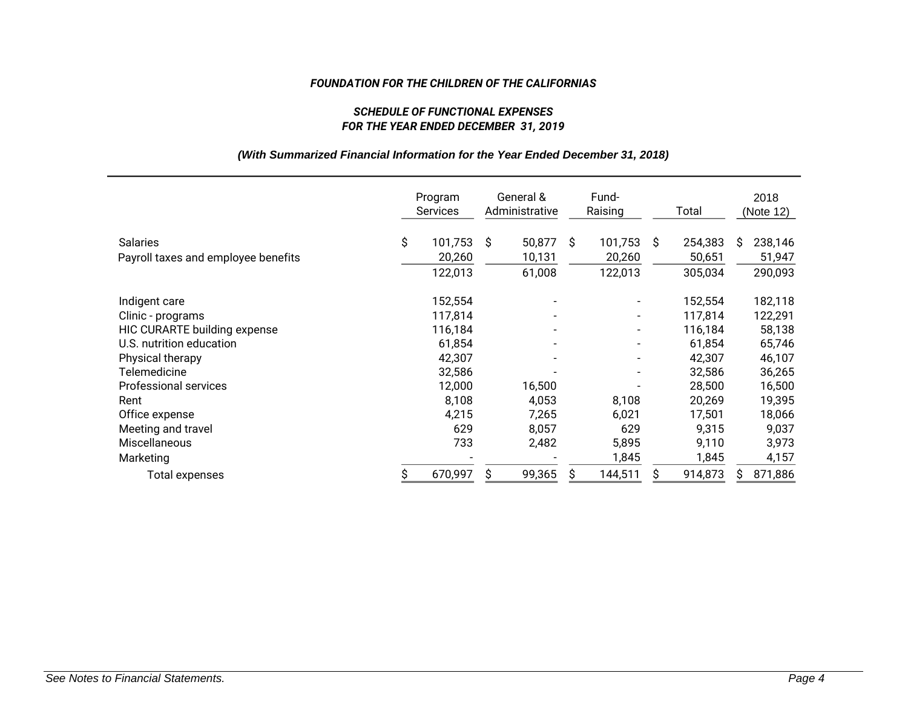***FOUNDATION FOR THE CHILDREN OF THE CALIFORNIAS***

***SCHEDULE OF FUNCTIONAL EXPENSES***
***FOR THE YEAR ENDED DECEMBER 31, 2019***

***(With Summarized Financial Information for the Year Ended December 31, 2018)***

| | Program Services | General & Administrative | Fund-Raising | Total | 2018 (Note 12) |
|---|---|---|---|---|---|
| Salaries | $ 101,753 | $ 50,877 | $ 101,753 | $ 254,383 | $ 238,146 |
| Payroll taxes and employee benefits | 20,260 | 10,131 | 20,260 | 50,651 | 51,947 |
| | 122,013 | 61,008 | 122,013 | 305,034 | 290,093 |
| Indigent care | 152,554 | - | - | 152,554 | 182,118 |
| Clinic - programs | 117,814 | - | - | 117,814 | 122,291 |
| HIC CURARTE building expense | 116,184 | - | - | 116,184 | 58,138 |
| U.S. nutrition education | 61,854 | - | - | 61,854 | 65,746 |
| Physical therapy | 42,307 | - | - | 42,307 | 46,107 |
| Telemedicine | 32,586 | - | - | 32,586 | 36,265 |
| Professional services | 12,000 | 16,500 | - | 28,500 | 16,500 |
| Rent | 8,108 | 4,053 | 8,108 | 20,269 | 19,395 |
| Office expense | 4,215 | 7,265 | 6,021 | 17,501 | 18,066 |
| Meeting and travel | 629 | 8,057 | 629 | 9,315 | 9,037 |
| Miscellaneous | 733 | 2,482 | 5,895 | 9,110 | 3,973 |
| Marketing | - | - | 1,845 | 1,845 | 4,157 |
| Total expenses | $ 670,997 | $ 99,365 | $ 144,511 | $ 914,873 | $ 871,886 |

*See Notes to Financial Statements.*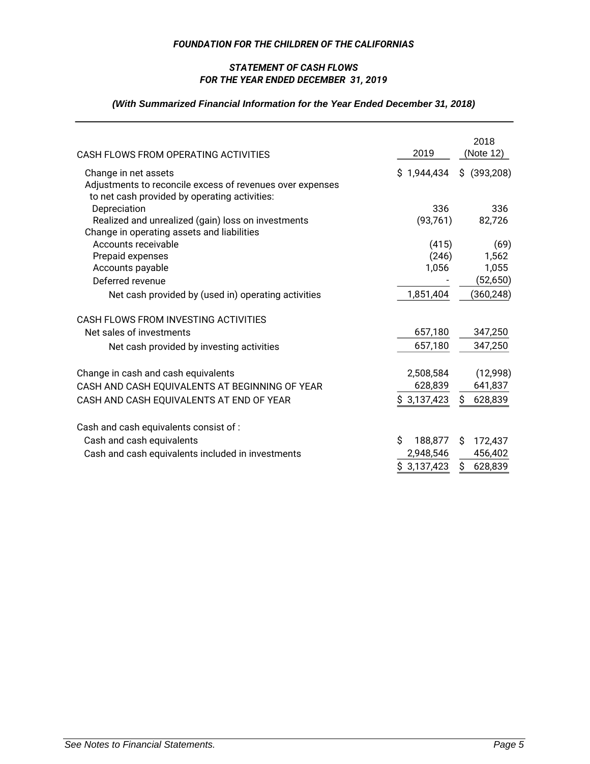***FOUNDATION FOR THE CHILDREN OF THE CALIFORNIAS***

***STATEMENT OF CASH FLOWS***
***FOR THE YEAR ENDED DECEMBER 31, 2019***

***(With Summarized Financial Information for the Year Ended December 31, 2018)***

| CASH FLOWS FROM OPERATING ACTIVITIES | 2019 | 2018 (Note 12) |
|---|---|---|
| Change in net assets | $ 1,944,434 | $ (393,208) |
| Adjustments to reconcile excess of revenues over expenses to net cash provided by operating activities: | | |
| Depreciation | 336 | 336 |
| Realized and unrealized (gain) loss on investments | (93,761) | 82,726 |
| Change in operating assets and liabilities | | |
| Accounts receivable | (415) | (69) |
| Prepaid expenses | (246) | 1,562 |
| Accounts payable | 1,056 | 1,055 |
| Deferred revenue | - | (52,650) |
| Net cash provided by (used in) operating activities | 1,851,404 | (360,248) |
| CASH FLOWS FROM INVESTING ACTIVITIES | | |
| Net sales of investments | 657,180 | 347,250 |
| Net cash provided by investing activities | 657,180 | 347,250 |
| Change in cash and cash equivalents | 2,508,584 | (12,998) |
| CASH AND CASH EQUIVALENTS AT BEGINNING OF YEAR | 628,839 | 641,837 |
| CASH AND CASH EQUIVALENTS AT END OF YEAR | $ 3,137,423 | $ 628,839 |
| Cash and cash equivalents consist of : | | |
| Cash and cash equivalents | $ 188,877 | $ 172,437 |
| Cash and cash equivalents included in investments | 2,948,546 | 456,402 |
| | $ 3,137,423 | $ 628,839 |

*See Notes to Financial Statements.*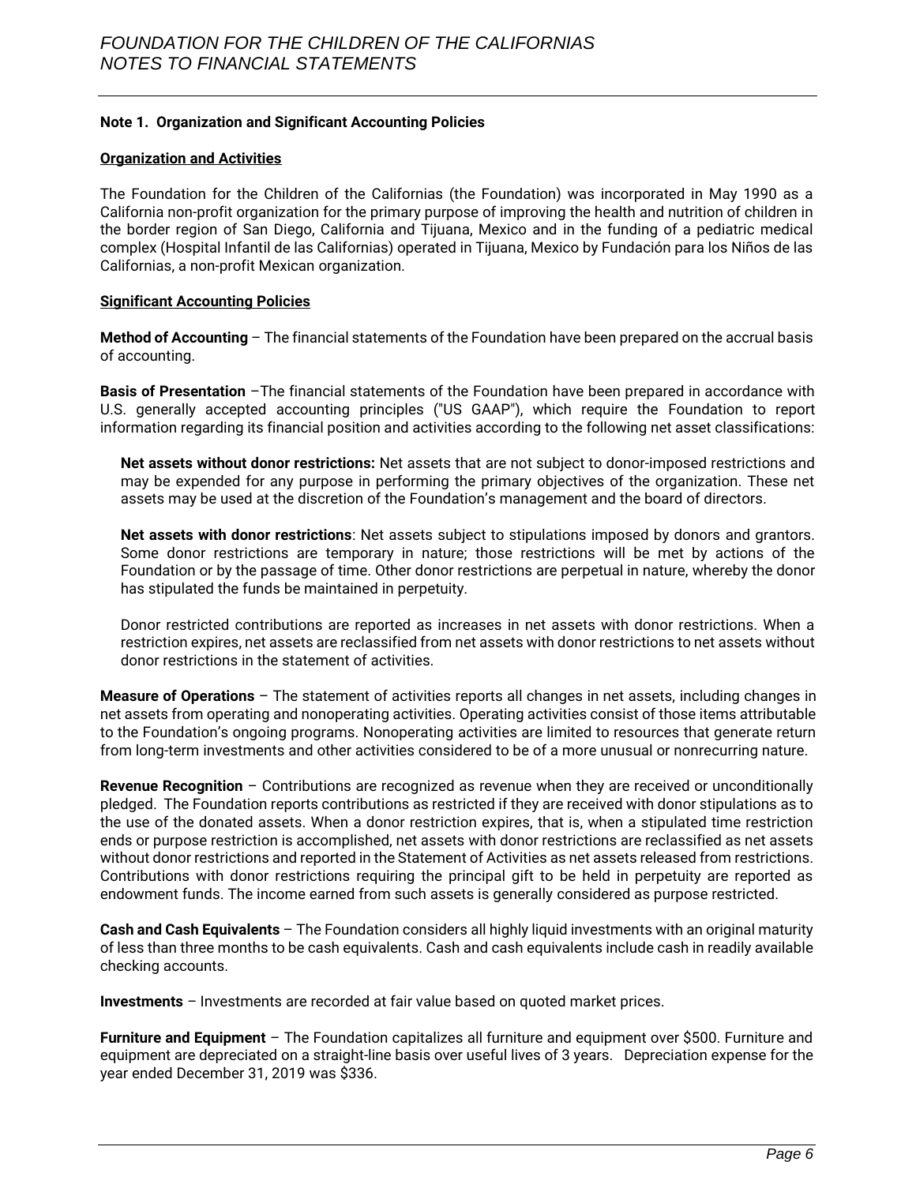## Note 1. Organization and Significant Accounting Policies

### Organization and Activities

The Foundation for the Children of the Californias (the Foundation) was incorporated in May 1990 as a California non-profit organization for the primary purpose of improving the health and nutrition of children in the border region of San Diego, California and Tijuana, Mexico and in the funding of a pediatric medical complex (Hospital Infantil de las Californias) operated in Tijuana, Mexico by Fundación para los Niños de las Californias, a non-profit Mexican organization.

### Significant Accounting Policies

**Method of Accounting** – The financial statements of the Foundation have been prepared on the accrual basis of accounting.

**Basis of Presentation** –The financial statements of the Foundation have been prepared in accordance with U.S. generally accepted accounting principles ("US GAAP"), which require the Foundation to report information regarding its financial position and activities according to the following net asset classifications:

**Net assets without donor restrictions:** Net assets that are not subject to donor-imposed restrictions and may be expended for any purpose in performing the primary objectives of the organization. These net assets may be used at the discretion of the Foundation's management and the board of directors.

**Net assets with donor restrictions**: Net assets subject to stipulations imposed by donors and grantors. Some donor restrictions are temporary in nature; those restrictions will be met by actions of the Foundation or by the passage of time. Other donor restrictions are perpetual in nature, whereby the donor has stipulated the funds be maintained in perpetuity.

Donor restricted contributions are reported as increases in net assets with donor restrictions. When a restriction expires, net assets are reclassified from net assets with donor restrictions to net assets without donor restrictions in the statement of activities.

**Measure of Operations** – The statement of activities reports all changes in net assets, including changes in net assets from operating and nonoperating activities. Operating activities consist of those items attributable to the Foundation's ongoing programs. Nonoperating activities are limited to resources that generate return from long-term investments and other activities considered to be of a more unusual or nonrecurring nature.

**Revenue Recognition** – Contributions are recognized as revenue when they are received or unconditionally pledged. The Foundation reports contributions as restricted if they are received with donor stipulations as to the use of the donated assets. When a donor restriction expires, that is, when a stipulated time restriction ends or purpose restriction is accomplished, net assets with donor restrictions are reclassified as net assets without donor restrictions and reported in the Statement of Activities as net assets released from restrictions. Contributions with donor restrictions requiring the principal gift to be held in perpetuity are reported as endowment funds. The income earned from such assets is generally considered as purpose restricted.

**Cash and Cash Equivalents** – The Foundation considers all highly liquid investments with an original maturity of less than three months to be cash equivalents. Cash and cash equivalents include cash in readily available checking accounts.

**Investments** – Investments are recorded at fair value based on quoted market prices.

**Furniture and Equipment** – The Foundation capitalizes all furniture and equipment over $500. Furniture and equipment are depreciated on a straight-line basis over useful lives of 3 years. Depreciation expense for the year ended December 31, 2019 was $336.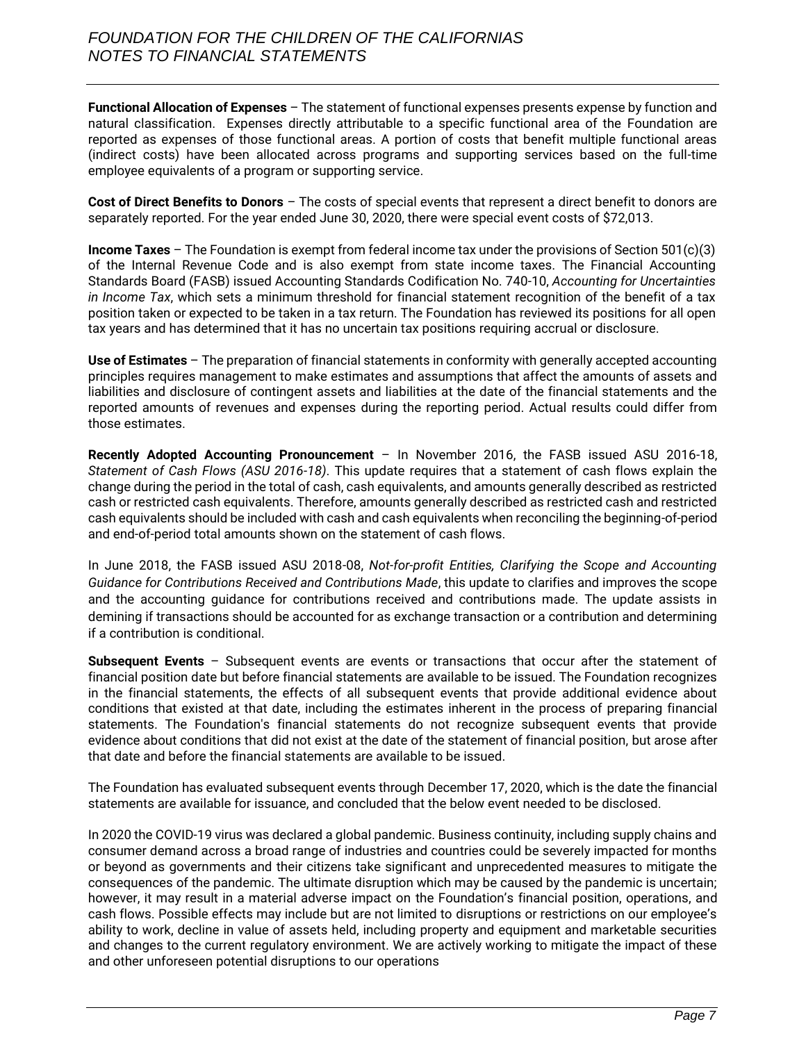**Functional Allocation of Expenses** – The statement of functional expenses presents expense by function and natural classification. Expenses directly attributable to a specific functional area of the Foundation are reported as expenses of those functional areas. A portion of costs that benefit multiple functional areas (indirect costs) have been allocated across programs and supporting services based on the full-time employee equivalents of a program or supporting service.

**Cost of Direct Benefits to Donors** – The costs of special events that represent a direct benefit to donors are separately reported. For the year ended June 30, 2020, there were special event costs of $72,013.

**Income Taxes** – The Foundation is exempt from federal income tax under the provisions of Section 501(c)(3) of the Internal Revenue Code and is also exempt from state income taxes. The Financial Accounting Standards Board (FASB) issued Accounting Standards Codification No. 740-10, *Accounting for Uncertainties in Income Tax*, which sets a minimum threshold for financial statement recognition of the benefit of a tax position taken or expected to be taken in a tax return. The Foundation has reviewed its positions for all open tax years and has determined that it has no uncertain tax positions requiring accrual or disclosure.

**Use of Estimates** – The preparation of financial statements in conformity with generally accepted accounting principles requires management to make estimates and assumptions that affect the amounts of assets and liabilities and disclosure of contingent assets and liabilities at the date of the financial statements and the reported amounts of revenues and expenses during the reporting period. Actual results could differ from those estimates.

**Recently Adopted Accounting Pronouncement** – In November 2016, the FASB issued ASU 2016-18, *Statement of Cash Flows (ASU 2016-18)*. This update requires that a statement of cash flows explain the change during the period in the total of cash, cash equivalents, and amounts generally described as restricted cash or restricted cash equivalents. Therefore, amounts generally described as restricted cash and restricted cash equivalents should be included with cash and cash equivalents when reconciling the beginning-of-period and end-of-period total amounts shown on the statement of cash flows.

In June 2018, the FASB issued ASU 2018-08, *Not-for-profit Entities, Clarifying the Scope and Accounting Guidance for Contributions Received and Contributions Made*, this update to clarifies and improves the scope and the accounting guidance for contributions received and contributions made. The update assists in demining if transactions should be accounted for as exchange transaction or a contribution and determining if a contribution is conditional.

**Subsequent Events** – Subsequent events are events or transactions that occur after the statement of financial position date but before financial statements are available to be issued. The Foundation recognizes in the financial statements, the effects of all subsequent events that provide additional evidence about conditions that existed at that date, including the estimates inherent in the process of preparing financial statements. The Foundation's financial statements do not recognize subsequent events that provide evidence about conditions that did not exist at the date of the statement of financial position, but arose after that date and before the financial statements are available to be issued.

The Foundation has evaluated subsequent events through December 17, 2020, which is the date the financial statements are available for issuance, and concluded that the below event needed to be disclosed.

In 2020 the COVID-19 virus was declared a global pandemic. Business continuity, including supply chains and consumer demand across a broad range of industries and countries could be severely impacted for months or beyond as governments and their citizens take significant and unprecedented measures to mitigate the consequences of the pandemic. The ultimate disruption which may be caused by the pandemic is uncertain; however, it may result in a material adverse impact on the Foundation's financial position, operations, and cash flows. Possible effects may include but are not limited to disruptions or restrictions on our employee's ability to work, decline in value of assets held, including property and equipment and marketable securities and changes to the current regulatory environment. We are actively working to mitigate the impact of these and other unforeseen potential disruptions to our operations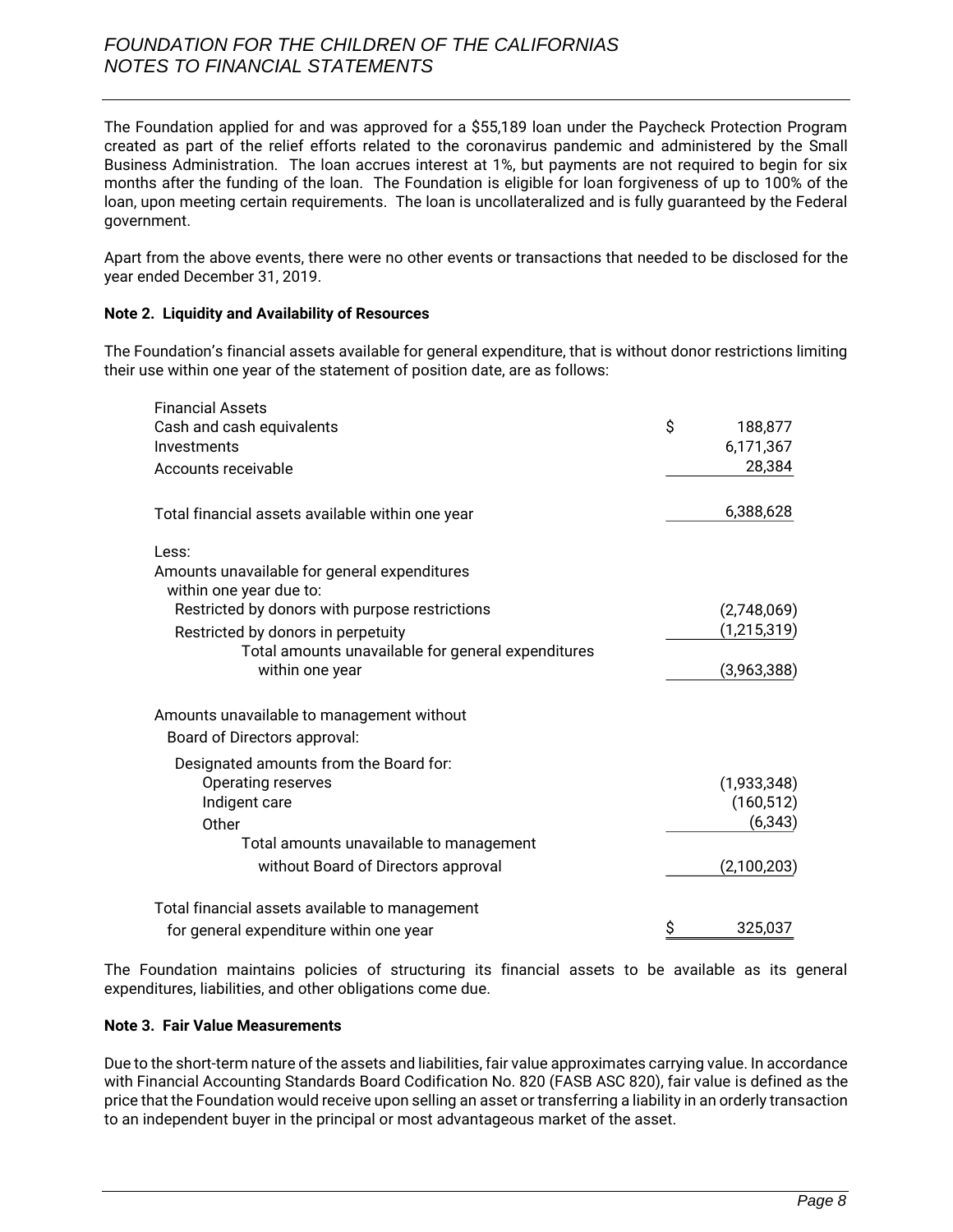The Foundation applied for and was approved for a $55,189 loan under the Paycheck Protection Program created as part of the relief efforts related to the coronavirus pandemic and administered by the Small Business Administration. The loan accrues interest at 1%, but payments are not required to begin for six months after the funding of the loan. The Foundation is eligible for loan forgiveness of up to 100% of the loan, upon meeting certain requirements. The loan is uncollateralized and is fully guaranteed by the Federal government.

Apart from the above events, there were no other events or transactions that needed to be disclosed for the year ended December 31, 2019.

**Note 2. Liquidity and Availability of Resources**

The Foundation's financial assets available for general expenditure, that is without donor restrictions limiting their use within one year of the statement of position date, are as follows:

| | |
|---|---|
| Financial Assets | |
| Cash and cash equivalents | $ 188,877 |
| Investments | 6,171,367 |
| Accounts receivable | 28,384 |
| Total financial assets available within one year | 6,388,628 |
| Less: | |
| Amounts unavailable for general expenditures within one year due to: | |
| Restricted by donors with purpose restrictions | (2,748,069) |
| Restricted by donors in perpetuity | (1,215,319) |
| Total amounts unavailable for general expenditures within one year | (3,963,388) |
| Amounts unavailable to management without Board of Directors approval: | |
| Designated amounts from the Board for: | |
| Operating reserves | (1,933,348) |
| Indigent care | (160,512) |
| Other | (6,343) |
| Total amounts unavailable to management without Board of Directors approval | (2,100,203) |
| Total financial assets available to management for general expenditure within one year | $ 325,037 |

The Foundation maintains policies of structuring its financial assets to be available as its general expenditures, liabilities, and other obligations come due.

**Note 3. Fair Value Measurements**

Due to the short-term nature of the assets and liabilities, fair value approximates carrying value. In accordance with Financial Accounting Standards Board Codification No. 820 (FASB ASC 820), fair value is defined as the price that the Foundation would receive upon selling an asset or transferring a liability in an orderly transaction to an independent buyer in the principal or most advantageous market of the asset.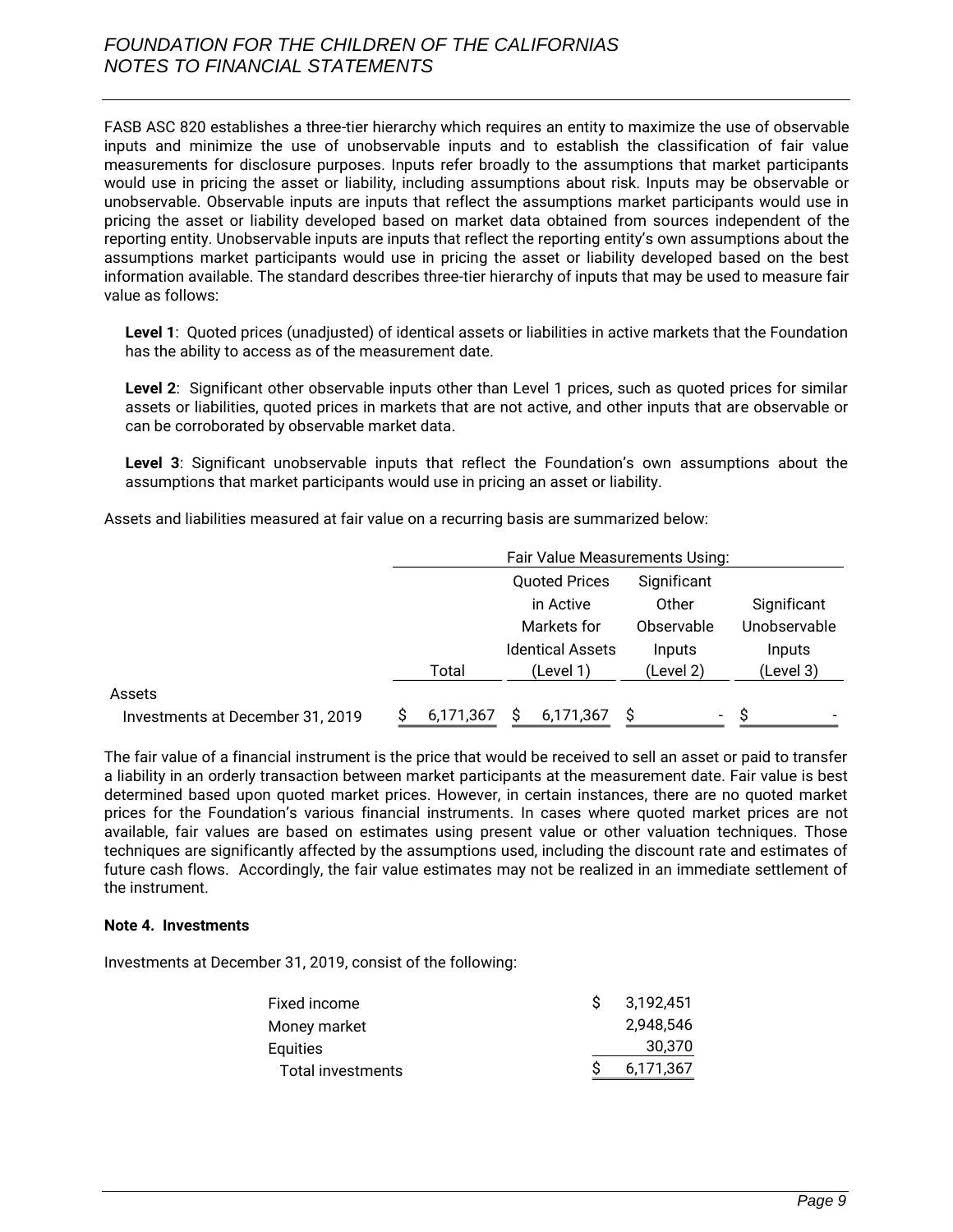FASB ASC 820 establishes a three-tier hierarchy which requires an entity to maximize the use of observable inputs and minimize the use of unobservable inputs and to establish the classification of fair value measurements for disclosure purposes. Inputs refer broadly to the assumptions that market participants would use in pricing the asset or liability, including assumptions about risk. Inputs may be observable or unobservable. Observable inputs are inputs that reflect the assumptions market participants would use in pricing the asset or liability developed based on market data obtained from sources independent of the reporting entity. Unobservable inputs are inputs that reflect the reporting entity's own assumptions about the assumptions market participants would use in pricing the asset or liability developed based on the best information available. The standard describes three-tier hierarchy of inputs that may be used to measure fair value as follows:

**Level 1**: Quoted prices (unadjusted) of identical assets or liabilities in active markets that the Foundation has the ability to access as of the measurement date.

**Level 2**: Significant other observable inputs other than Level 1 prices, such as quoted prices for similar assets or liabilities, quoted prices in markets that are not active, and other inputs that are observable or can be corroborated by observable market data.

**Level 3**: Significant unobservable inputs that reflect the Foundation's own assumptions about the assumptions that market participants would use in pricing an asset or liability.

Assets and liabilities measured at fair value on a recurring basis are summarized below:

| | Fair Value Measurements Using: | | | |
|---|---|---|---|---|
| | Total | Quoted Prices in Active Markets for Identical Assets (Level 1) | Significant Other Observable Inputs (Level 2) | Significant Unobservable Inputs (Level 3) |
| Assets | | | | |
| Investments at December 31, 2019 | $ 6,171,367 | $ 6,171,367 | $ - | $ - |

The fair value of a financial instrument is the price that would be received to sell an asset or paid to transfer a liability in an orderly transaction between market participants at the measurement date. Fair value is best determined based upon quoted market prices. However, in certain instances, there are no quoted market prices for the Foundation's various financial instruments. In cases where quoted market prices are not available, fair values are based on estimates using present value or other valuation techniques. Those techniques are significantly affected by the assumptions used, including the discount rate and estimates of future cash flows. Accordingly, the fair value estimates may not be realized in an immediate settlement of the instrument.

**Note 4. Investments**

Investments at December 31, 2019, consist of the following:

| | |
|---|---|
| Fixed income | $ 3,192,451 |
| Money market | 2,948,546 |
| Equities | 30,370 |
| Total investments | $ 6,171,367 |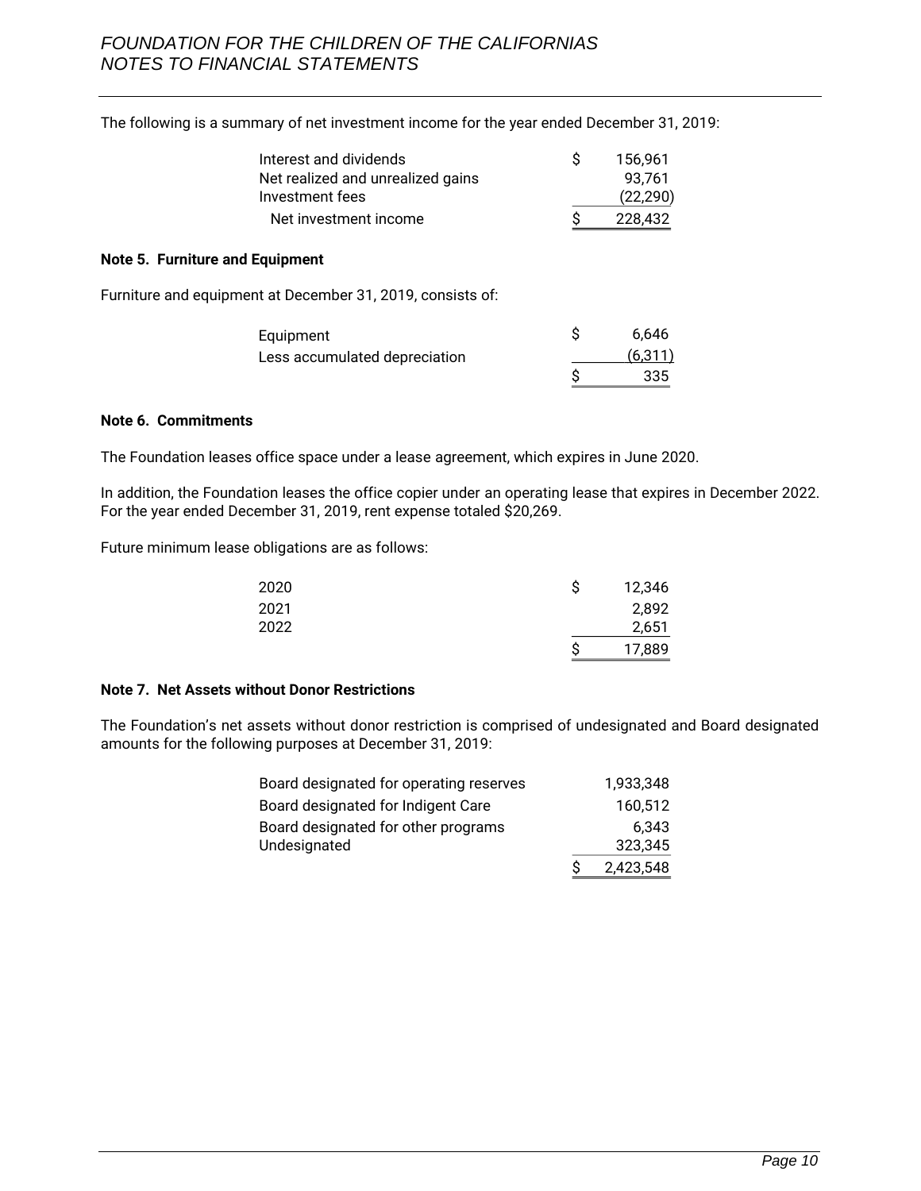The following is a summary of net investment income for the year ended December 31, 2019:

| | |
|---|---|
| Interest and dividends | $ 156,961 |
| Net realized and unrealized gains | 93,761 |
| Investment fees | (22,290) |
| Net investment income | $ 228,432 |

**Note 5. Furniture and Equipment**

Furniture and equipment at December 31, 2019, consists of:

| | |
|---|---|
| Equipment | $ 6,646 |
| Less accumulated depreciation | (6,311) |
| | $ 335 |

**Note 6. Commitments**

The Foundation leases office space under a lease agreement, which expires in June 2020.

In addition, the Foundation leases the office copier under an operating lease that expires in December 2022. For the year ended December 31, 2019, rent expense totaled $20,269.

Future minimum lease obligations are as follows:

| | |
|---|---|
| 2020 | $ 12,346 |
| 2021 | 2,892 |
| 2022 | 2,651 |
| | $ 17,889 |

**Note 7. Net Assets without Donor Restrictions**

The Foundation's net assets without donor restriction is comprised of undesignated and Board designated amounts for the following purposes at December 31, 2019:

| | |
|---|---|
| Board designated for operating reserves | 1,933,348 |
| Board designated for Indigent Care | 160,512 |
| Board designated for other programs | 6,343 |
| Undesignated | 323,345 |
| | $ 2,423,548 |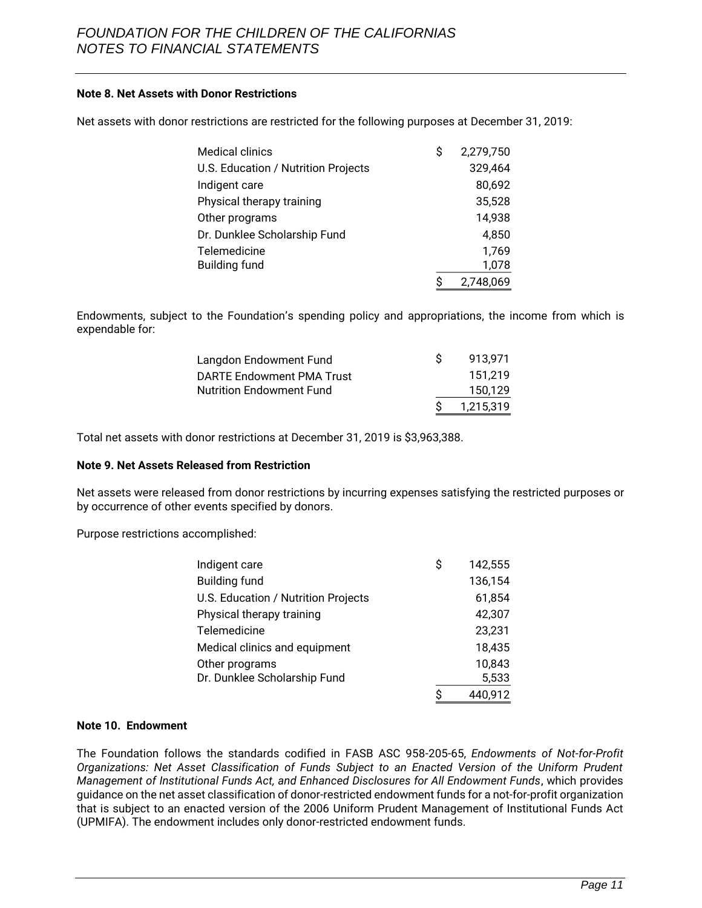**Note 8. Net Assets with Donor Restrictions**

Net assets with donor restrictions are restricted for the following purposes at December 31, 2019:

| | |
|---|---|
| Medical clinics | $ 2,279,750 |
| U.S. Education / Nutrition Projects | 329,464 |
| Indigent care | 80,692 |
| Physical therapy training | 35,528 |
| Other programs | 14,938 |
| Dr. Dunklee Scholarship Fund | 4,850 |
| Telemedicine | 1,769 |
| Building fund | 1,078 |
| | $ 2,748,069 |

Endowments, subject to the Foundation's spending policy and appropriations, the income from which is expendable for:

| | |
|---|---|
| Langdon Endowment Fund | $ 913,971 |
| DARTE Endowment PMA Trust | 151,219 |
| Nutrition Endowment Fund | 150,129 |
| | $ 1,215,319 |

Total net assets with donor restrictions at December 31, 2019 is $3,963,388.

**Note 9. Net Assets Released from Restriction**

Net assets were released from donor restrictions by incurring expenses satisfying the restricted purposes or by occurrence of other events specified by donors.

Purpose restrictions accomplished:

| | |
|---|---|
| Indigent care | $ 142,555 |
| Building fund | 136,154 |
| U.S. Education / Nutrition Projects | 61,854 |
| Physical therapy training | 42,307 |
| Telemedicine | 23,231 |
| Medical clinics and equipment | 18,435 |
| Other programs | 10,843 |
| Dr. Dunklee Scholarship Fund | 5,533 |
| | $ 440,912 |

**Note 10. Endowment**

The Foundation follows the standards codified in FASB ASC 958-205-65, *Endowments of Not-for-Profit Organizations: Net Asset Classification of Funds Subject to an Enacted Version of the Uniform Prudent Management of Institutional Funds Act, and Enhanced Disclosures for All Endowment Funds*, which provides guidance on the net asset classification of donor-restricted endowment funds for a not-for-profit organization that is subject to an enacted version of the 2006 Uniform Prudent Management of Institutional Funds Act (UPMIFA). The endowment includes only donor-restricted endowment funds.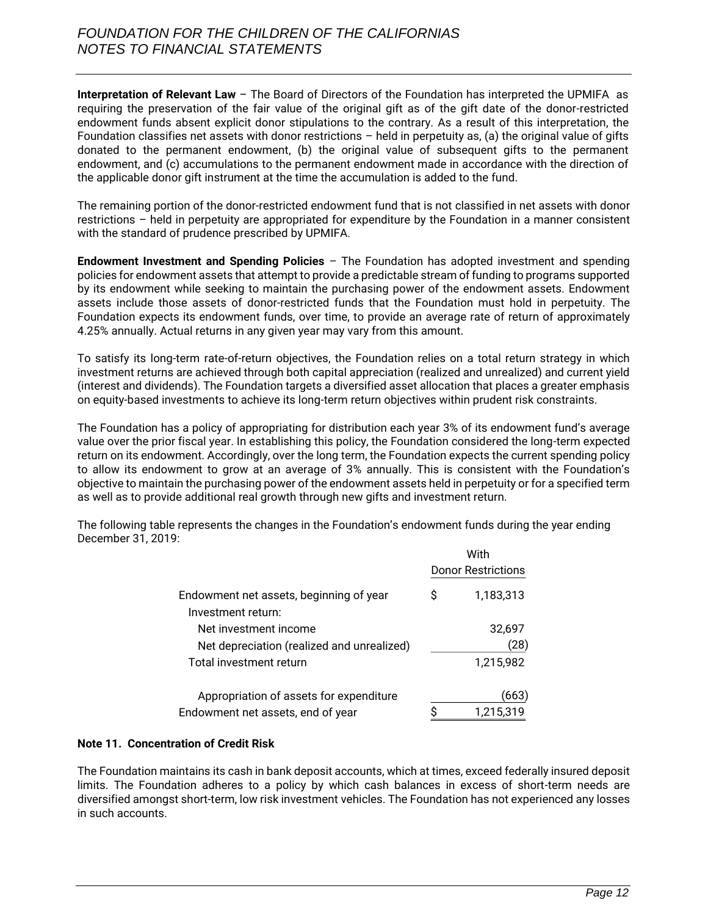**Interpretation of Relevant Law** – The Board of Directors of the Foundation has interpreted the UPMIFA as requiring the preservation of the fair value of the original gift as of the gift date of the donor-restricted endowment funds absent explicit donor stipulations to the contrary. As a result of this interpretation, the Foundation classifies net assets with donor restrictions – held in perpetuity as, (a) the original value of gifts donated to the permanent endowment, (b) the original value of subsequent gifts to the permanent endowment, and (c) accumulations to the permanent endowment made in accordance with the direction of the applicable donor gift instrument at the time the accumulation is added to the fund.

The remaining portion of the donor-restricted endowment fund that is not classified in net assets with donor restrictions – held in perpetuity are appropriated for expenditure by the Foundation in a manner consistent with the standard of prudence prescribed by UPMIFA.

**Endowment Investment and Spending Policies** – The Foundation has adopted investment and spending policies for endowment assets that attempt to provide a predictable stream of funding to programs supported by its endowment while seeking to maintain the purchasing power of the endowment assets. Endowment assets include those assets of donor-restricted funds that the Foundation must hold in perpetuity. The Foundation expects its endowment funds, over time, to provide an average rate of return of approximately 4.25% annually. Actual returns in any given year may vary from this amount.

To satisfy its long-term rate-of-return objectives, the Foundation relies on a total return strategy in which investment returns are achieved through both capital appreciation (realized and unrealized) and current yield (interest and dividends). The Foundation targets a diversified asset allocation that places a greater emphasis on equity-based investments to achieve its long-term return objectives within prudent risk constraints.

The Foundation has a policy of appropriating for distribution each year 3% of its endowment fund's average value over the prior fiscal year. In establishing this policy, the Foundation considered the long-term expected return on its endowment. Accordingly, over the long term, the Foundation expects the current spending policy to allow its endowment to grow at an average of 3% annually. This is consistent with the Foundation's objective to maintain the purchasing power of the endowment assets held in perpetuity or for a specified term as well as to provide additional real growth through new gifts and investment return.

The following table represents the changes in the Foundation's endowment funds during the year ending December 31, 2019:

| | With Donor Restrictions |
|---|---|
| Endowment net assets, beginning of year | $ 1,183,313 |
| Investment return: | |
| Net investment income | 32,697 |
| Net depreciation (realized and unrealized) | (28) |
| Total investment return | 1,215,982 |
| Appropriation of assets for expenditure | (663) |
| Endowment net assets, end of year | $ 1,215,319 |

**Note 11. Concentration of Credit Risk**

The Foundation maintains its cash in bank deposit accounts, which at times, exceed federally insured deposit limits. The Foundation adheres to a policy by which cash balances in excess of short-term needs are diversified amongst short-term, low risk investment vehicles. The Foundation has not experienced any losses in such accounts.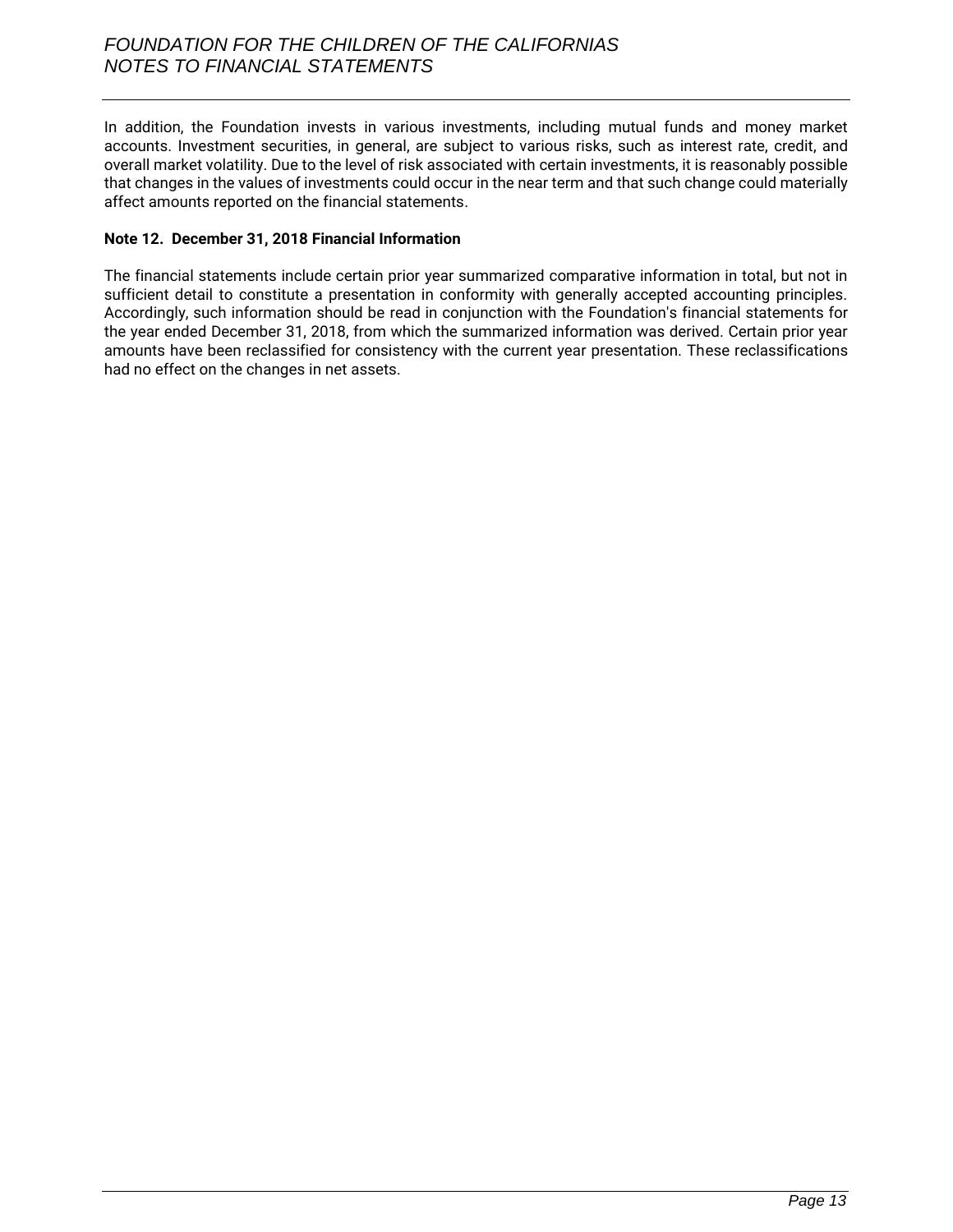In addition, the Foundation invests in various investments, including mutual funds and money market accounts. Investment securities, in general, are subject to various risks, such as interest rate, credit, and overall market volatility. Due to the level of risk associated with certain investments, it is reasonably possible that changes in the values of investments could occur in the near term and that such change could materially affect amounts reported on the financial statements.

**Note 12. December 31, 2018 Financial Information**

The financial statements include certain prior year summarized comparative information in total, but not in sufficient detail to constitute a presentation in conformity with generally accepted accounting principles. Accordingly, such information should be read in conjunction with the Foundation's financial statements for the year ended December 31, 2018, from which the summarized information was derived. Certain prior year amounts have been reclassified for consistency with the current year presentation. These reclassifications had no effect on the changes in net assets.